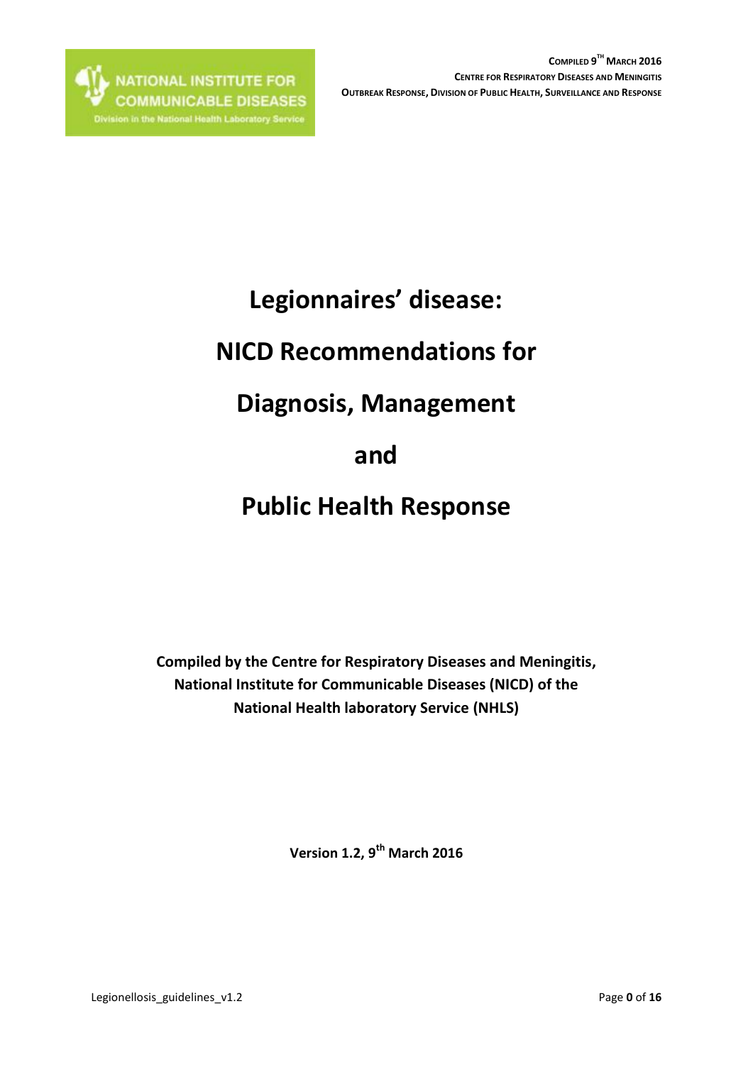**COMPILED 9TH MARCH 2016**
**CENTRE FOR RESPIRATORY DISEASES AND MENINGITIS**
**OUTBREAK RESPONSE, DIVISION OF PUBLIC HEALTH, SURVEILLANCE AND RESPONSE**

# Legionnaires' disease:

# NICD Recommendations for

# Diagnosis, Management

# and

# Public Health Response

**Compiled by the Centre for Respiratory Diseases and Meningitis, National Institute for Communicable Diseases (NICD) of the National Health laboratory Service (NHLS)**

**Version 1.2, 9th March 2016**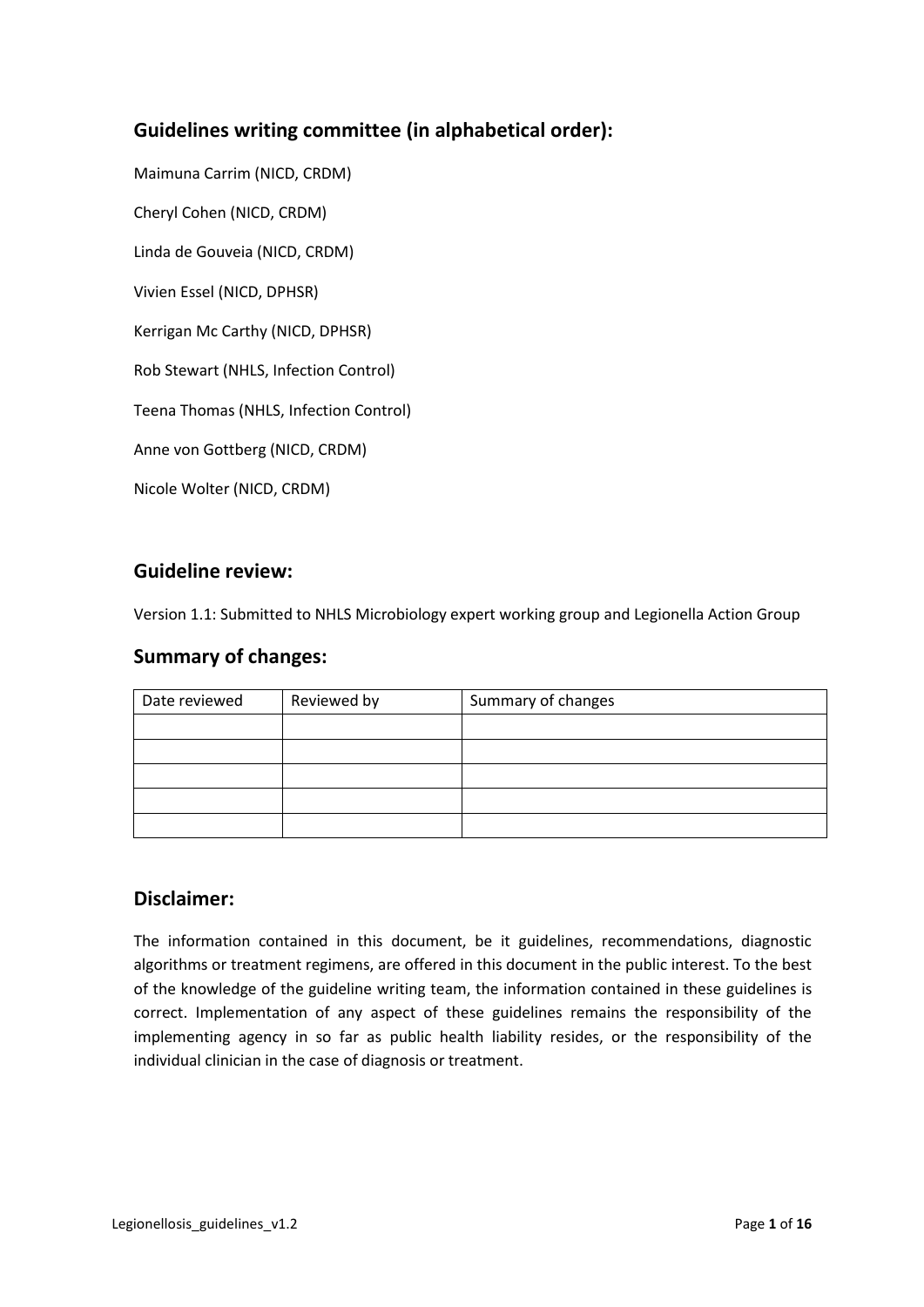## Guidelines writing committee (in alphabetical order):

Maimuna Carrim (NICD, CRDM)

Cheryl Cohen (NICD, CRDM)

Linda de Gouveia (NICD, CRDM)

Vivien Essel (NICD, DPHSR)

Kerrigan Mc Carthy (NICD, DPHSR)

Rob Stewart (NHLS, Infection Control)

Teena Thomas (NHLS, Infection Control)

Anne von Gottberg (NICD, CRDM)

Nicole Wolter (NICD, CRDM)

## Guideline review:

Version 1.1: Submitted to NHLS Microbiology expert working group and Legionella Action Group

## Summary of changes:

| Date reviewed | Reviewed by | Summary of changes |
|---|---|---|
| | | |
| | | |
| | | |
| | | |
| | | |

## Disclaimer:

The information contained in this document, be it guidelines, recommendations, diagnostic algorithms or treatment regimens, are offered in this document in the public interest. To the best of the knowledge of the guideline writing team, the information contained in these guidelines is correct. Implementation of any aspect of these guidelines remains the responsibility of the implementing agency in so far as public health liability resides, or the responsibility of the individual clinician in the case of diagnosis or treatment.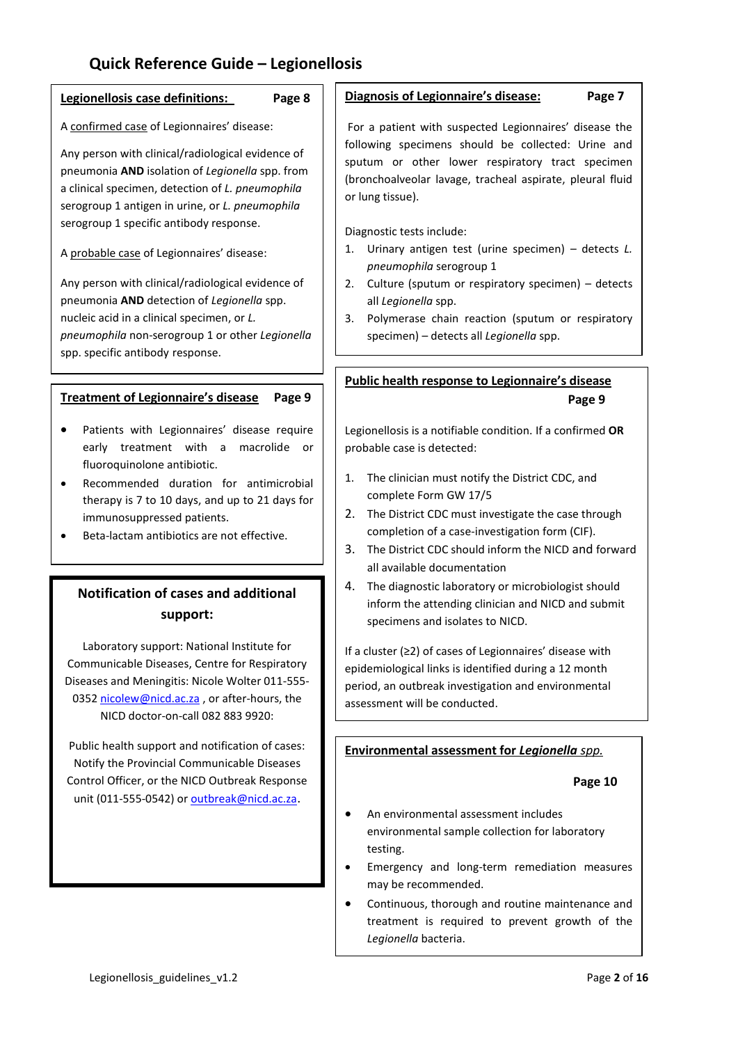# Quick Reference Guide – Legionellosis

## Legionellosis case definitions: Page 8

A confirmed case of Legionnaires' disease:

Any person with clinical/radiological evidence of pneumonia **AND** isolation of *Legionella* spp. from a clinical specimen, detection of *L. pneumophila* serogroup 1 antigen in urine, or *L. pneumophila* serogroup 1 specific antibody response.

A probable case of Legionnaires' disease:

Any person with clinical/radiological evidence of pneumonia **AND** detection of *Legionella* spp. nucleic acid in a clinical specimen, or *L. pneumophila* non-serogroup 1 or other *Legionella* spp. specific antibody response.

## Treatment of Legionnaire's disease Page 9

- Patients with Legionnaires' disease require early treatment with a macrolide or fluoroquinolone antibiotic.
- Recommended duration for antimicrobial therapy is 7 to 10 days, and up to 21 days for immunosuppressed patients.
- Beta-lactam antibiotics are not effective.

## Notification of cases and additional support:

Laboratory support: National Institute for Communicable Diseases, Centre for Respiratory Diseases and Meningitis: Nicole Wolter 011-555-0352 nicolew@nicd.ac.za , or after-hours, the NICD doctor-on-call 082 883 9920:

Public health support and notification of cases: Notify the Provincial Communicable Diseases Control Officer, or the NICD Outbreak Response unit (011-555-0542) or outbreak@nicd.ac.za.

## Diagnosis of Legionnaire's disease: Page 7

For a patient with suspected Legionnaires' disease the following specimens should be collected: Urine and sputum or other lower respiratory tract specimen (bronchoalveolar lavage, tracheal aspirate, pleural fluid or lung tissue).

Diagnostic tests include:

1. Urinary antigen test (urine specimen) – detects *L. pneumophila* serogroup 1
2. Culture (sputum or respiratory specimen) – detects all *Legionella* spp.
3. Polymerase chain reaction (sputum or respiratory specimen) – detects all *Legionella* spp.

## Public health response to Legionnaire's disease Page 9

Legionellosis is a notifiable condition. If a confirmed **OR** probable case is detected:

1. The clinician must notify the District CDC, and complete Form GW 17/5
2. The District CDC must investigate the case through completion of a case-investigation form (CIF).
3. The District CDC should inform the NICD and forward all available documentation
4. The diagnostic laboratory or microbiologist should inform the attending clinician and NICD and submit specimens and isolates to NICD.

If a cluster (≥2) of cases of Legionnaires' disease with epidemiological links is identified during a 12 month period, an outbreak investigation and environmental assessment will be conducted.

## Environmental assessment for *Legionella spp.* Page 10

- An environmental assessment includes environmental sample collection for laboratory testing.
- Emergency and long-term remediation measures may be recommended.
- Continuous, thorough and routine maintenance and treatment is required to prevent growth of the *Legionella* bacteria.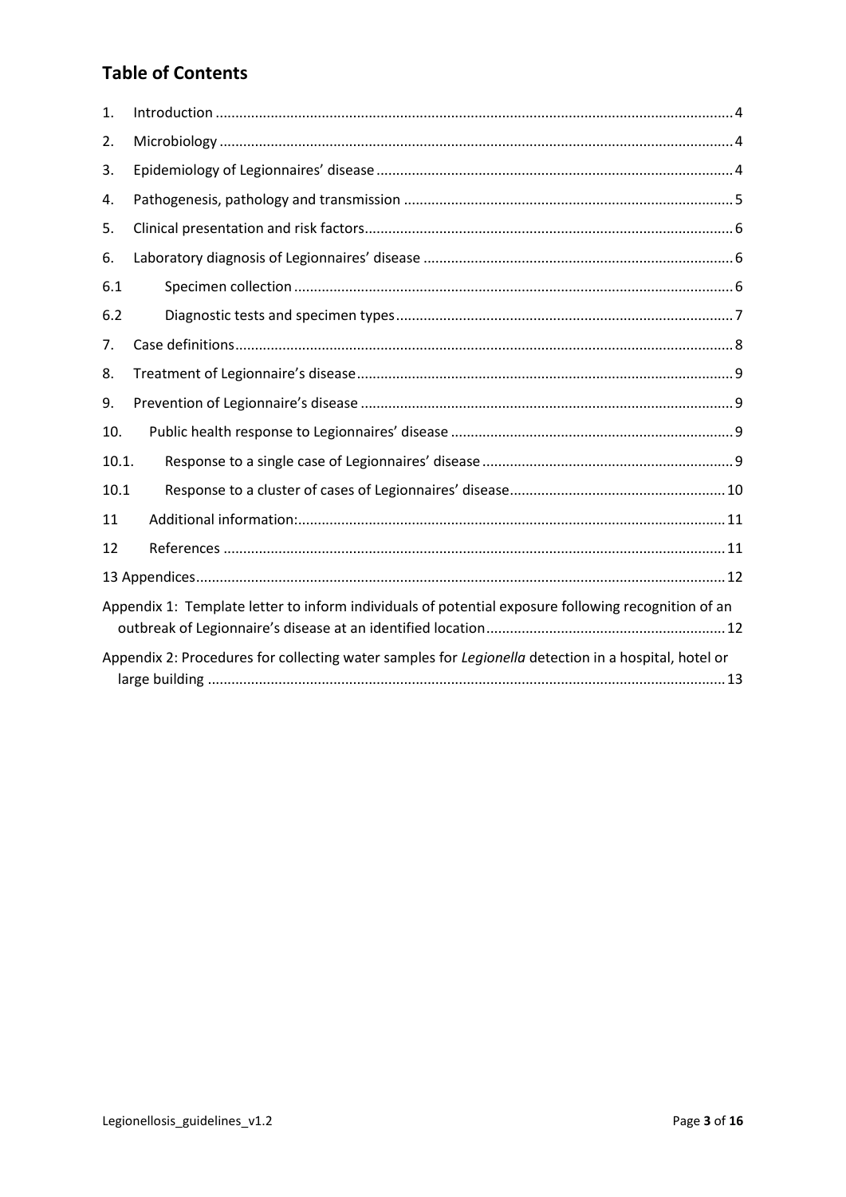## Table of Contents

1. Introduction ........................................................................................................ 4
2. Microbiology ........................................................................................................ 4
3. Epidemiology of Legionnaires' disease ........................................................................ 4
4. Pathogenesis, pathology and transmission ................................................................... 5
5. Clinical presentation and risk factors ......................................................................... 6
6. Laboratory diagnosis of Legionnaires' disease .............................................................. 6

6.1 Specimen collection ................................................................................................ 6

6.2 Diagnostic tests and specimen types ......................................................................... 7

7. Case definitions ...................................................................................................... 8
8. Treatment of Legionnaire's disease ............................................................................. 9
9. Prevention of Legionnaire's disease ............................................................................ 9
10. Public health response to Legionnaires' disease ........................................................... 9

10.1. Response to a single case of Legionnaires' disease ..................................................... 9

10.1 Response to a cluster of cases of Legionnaires' disease ............................................... 10

11 Additional information: ........................................................................................... 11

12 References ............................................................................................................ 11

13 Appendices ............................................................................................................ 12

Appendix 1: Template letter to inform individuals of potential exposure following recognition of an outbreak of Legionnaire's disease at an identified location ............................................... 12

Appendix 2: Procedures for collecting water samples for *Legionella* detection in a hospital, hotel or large building ............................................................................................................ 13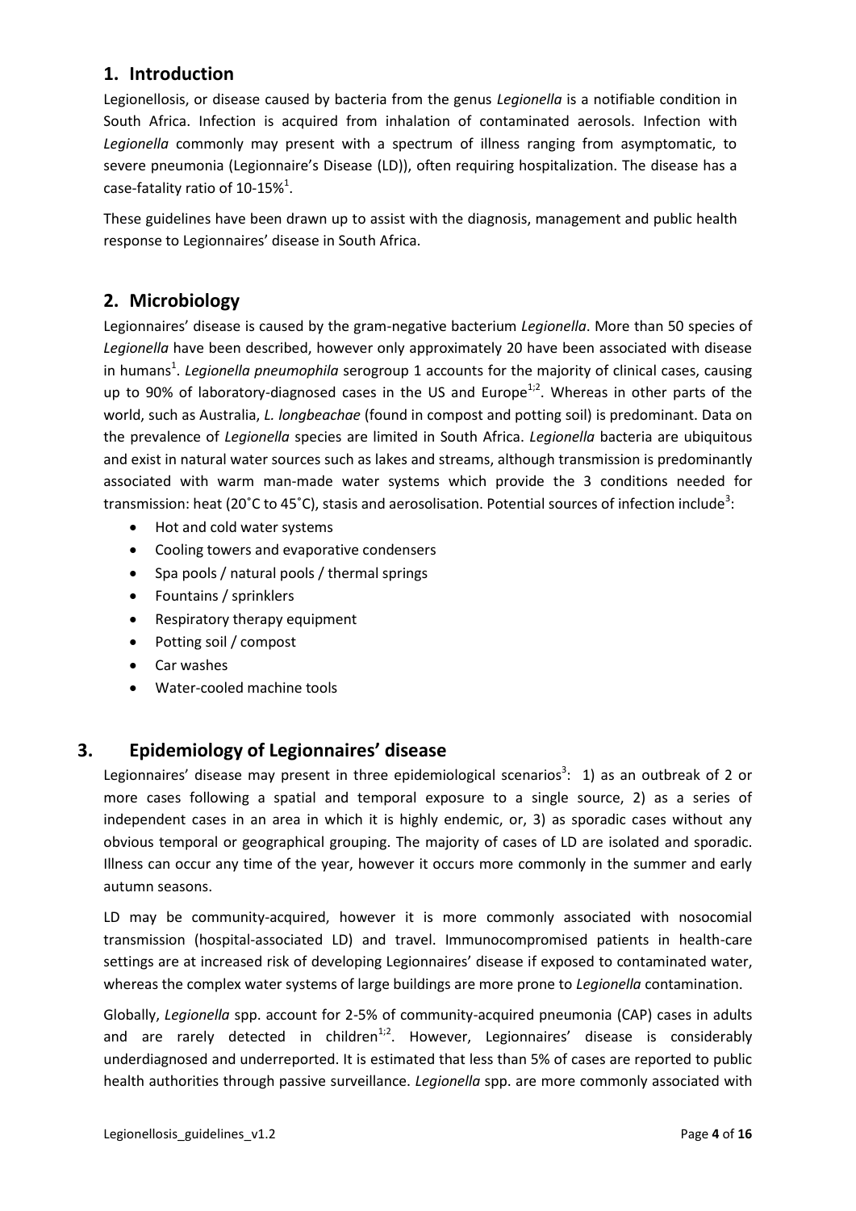## 1. Introduction

Legionellosis, or disease caused by bacteria from the genus *Legionella* is a notifiable condition in South Africa. Infection is acquired from inhalation of contaminated aerosols. Infection with *Legionella* commonly may present with a spectrum of illness ranging from asymptomatic, to severe pneumonia (Legionnaire's Disease (LD)), often requiring hospitalization. The disease has a case-fatality ratio of 10-15%[1].

These guidelines have been drawn up to assist with the diagnosis, management and public health response to Legionnaires' disease in South Africa.

## 2. Microbiology

Legionnaires' disease is caused by the gram-negative bacterium *Legionella*. More than 50 species of *Legionella* have been described, however only approximately 20 have been associated with disease in humans[1]. *Legionella pneumophila* serogroup 1 accounts for the majority of clinical cases, causing up to 90% of laboratory-diagnosed cases in the US and Europe[1;2]. Whereas in other parts of the world, such as Australia, *L. longbeachae* (found in compost and potting soil) is predominant. Data on the prevalence of *Legionella* species are limited in South Africa. *Legionella* bacteria are ubiquitous and exist in natural water sources such as lakes and streams, although transmission is predominantly associated with warm man-made water systems which provide the 3 conditions needed for transmission: heat (20˚C to 45˚C), stasis and aerosolisation. Potential sources of infection include[3]:

- Hot and cold water systems
- Cooling towers and evaporative condensers
- Spa pools / natural pools / thermal springs
- Fountains / sprinklers
- Respiratory therapy equipment
- Potting soil / compost
- Car washes
- Water-cooled machine tools

## 3. Epidemiology of Legionnaires' disease

Legionnaires' disease may present in three epidemiological scenarios[3]: 1) as an outbreak of 2 or more cases following a spatial and temporal exposure to a single source, 2) as a series of independent cases in an area in which it is highly endemic, or, 3) as sporadic cases without any obvious temporal or geographical grouping. The majority of cases of LD are isolated and sporadic. Illness can occur any time of the year, however it occurs more commonly in the summer and early autumn seasons.

LD may be community-acquired, however it is more commonly associated with nosocomial transmission (hospital-associated LD) and travel. Immunocompromised patients in health-care settings are at increased risk of developing Legionnaires' disease if exposed to contaminated water, whereas the complex water systems of large buildings are more prone to *Legionella* contamination.

Globally, *Legionella* spp. account for 2-5% of community-acquired pneumonia (CAP) cases in adults and are rarely detected in children[1;2]. However, Legionnaires' disease is considerably underdiagnosed and underreported. It is estimated that less than 5% of cases are reported to public health authorities through passive surveillance. *Legionella* spp. are more commonly associated with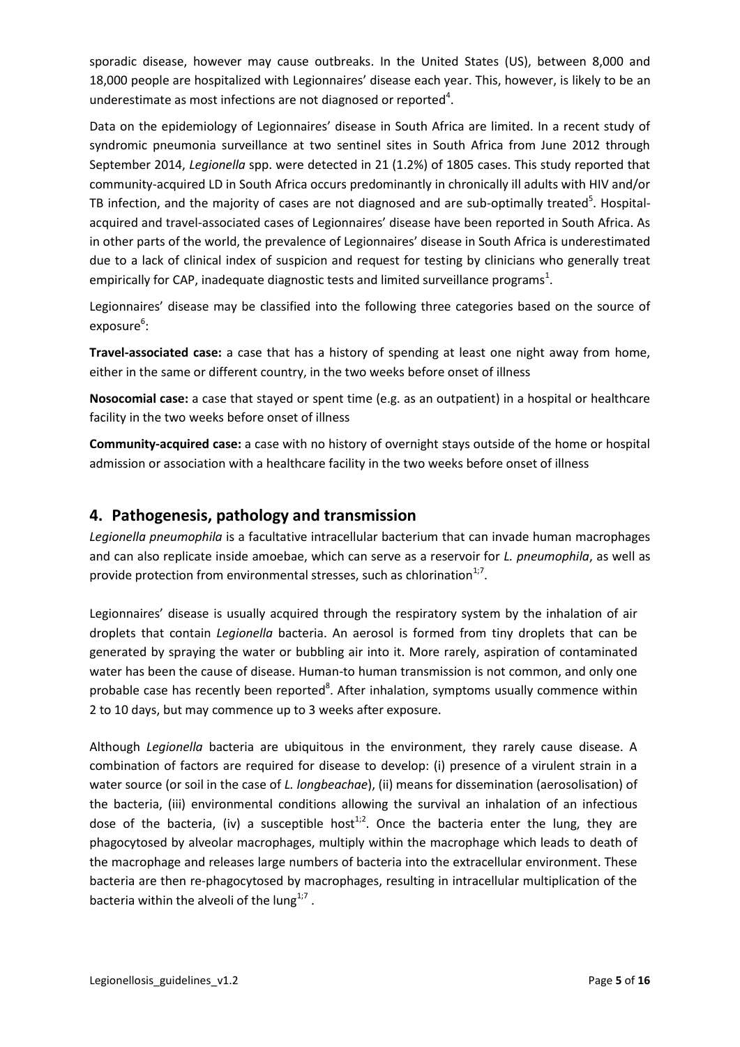sporadic disease, however may cause outbreaks. In the United States (US), between 8,000 and 18,000 people are hospitalized with Legionnaires' disease each year. This, however, is likely to be an underestimate as most infections are not diagnosed or reported[4].

Data on the epidemiology of Legionnaires' disease in South Africa are limited. In a recent study of syndromic pneumonia surveillance at two sentinel sites in South Africa from June 2012 through September 2014, *Legionella* spp. were detected in 21 (1.2%) of 1805 cases. This study reported that community-acquired LD in South Africa occurs predominantly in chronically ill adults with HIV and/or TB infection, and the majority of cases are not diagnosed and are sub-optimally treated[5]. Hospital-acquired and travel-associated cases of Legionnaires' disease have been reported in South Africa. As in other parts of the world, the prevalence of Legionnaires' disease in South Africa is underestimated due to a lack of clinical index of suspicion and request for testing by clinicians who generally treat empirically for CAP, inadequate diagnostic tests and limited surveillance programs[1].

Legionnaires' disease may be classified into the following three categories based on the source of exposure[6]:

**Travel-associated case:** a case that has a history of spending at least one night away from home, either in the same or different country, in the two weeks before onset of illness

**Nosocomial case:** a case that stayed or spent time (e.g. as an outpatient) in a hospital or healthcare facility in the two weeks before onset of illness

**Community-acquired case:** a case with no history of overnight stays outside of the home or hospital admission or association with a healthcare facility in the two weeks before onset of illness

## 4. Pathogenesis, pathology and transmission

*Legionella pneumophila* is a facultative intracellular bacterium that can invade human macrophages and can also replicate inside amoebae, which can serve as a reservoir for *L. pneumophila*, as well as provide protection from environmental stresses, such as chlorination[1;7].

Legionnaires' disease is usually acquired through the respiratory system by the inhalation of air droplets that contain *Legionella* bacteria. An aerosol is formed from tiny droplets that can be generated by spraying the water or bubbling air into it. More rarely, aspiration of contaminated water has been the cause of disease. Human-to human transmission is not common, and only one probable case has recently been reported[8]. After inhalation, symptoms usually commence within 2 to 10 days, but may commence up to 3 weeks after exposure.

Although *Legionella* bacteria are ubiquitous in the environment, they rarely cause disease. A combination of factors are required for disease to develop: (i) presence of a virulent strain in a water source (or soil in the case of *L. longbeachae*), (ii) means for dissemination (aerosolisation) of the bacteria, (iii) environmental conditions allowing the survival an inhalation of an infectious dose of the bacteria, (iv) a susceptible host[1;2]. Once the bacteria enter the lung, they are phagocytosed by alveolar macrophages, multiply within the macrophage which leads to death of the macrophage and releases large numbers of bacteria into the extracellular environment. These bacteria are then re-phagocytosed by macrophages, resulting in intracellular multiplication of the bacteria within the alveoli of the lung[1;7].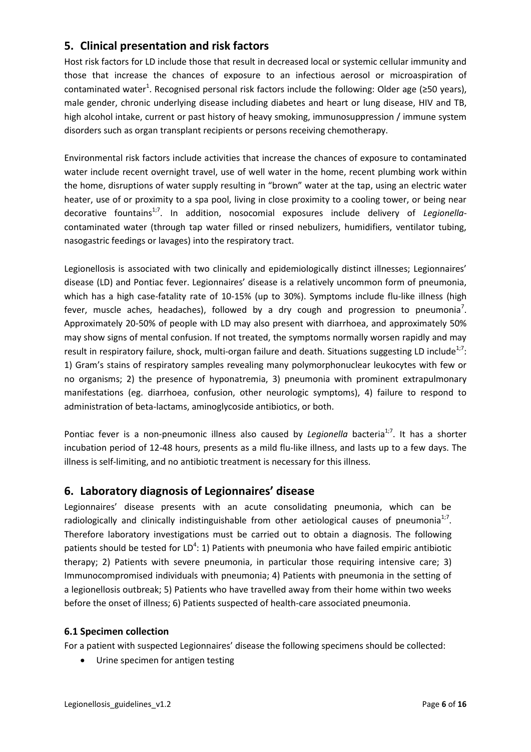## 5. Clinical presentation and risk factors

Host risk factors for LD include those that result in decreased local or systemic cellular immunity and those that increase the chances of exposure to an infectious aerosol or microaspiration of contaminated water[1]. Recognised personal risk factors include the following: Older age (≥50 years), male gender, chronic underlying disease including diabetes and heart or lung disease, HIV and TB, high alcohol intake, current or past history of heavy smoking, immunosuppression / immune system disorders such as organ transplant recipients or persons receiving chemotherapy.

Environmental risk factors include activities that increase the chances of exposure to contaminated water include recent overnight travel, use of well water in the home, recent plumbing work within the home, disruptions of water supply resulting in "brown" water at the tap, using an electric water heater, use of or proximity to a spa pool, living in close proximity to a cooling tower, or being near decorative fountains[1;7]. In addition, nosocomial exposures include delivery of *Legionella*-contaminated water (through tap water filled or rinsed nebulizers, humidifiers, ventilator tubing, nasogastric feedings or lavages) into the respiratory tract.

Legionellosis is associated with two clinically and epidemiologically distinct illnesses; Legionnaires' disease (LD) and Pontiac fever. Legionnaires' disease is a relatively uncommon form of pneumonia, which has a high case-fatality rate of 10-15% (up to 30%). Symptoms include flu-like illness (high fever, muscle aches, headaches), followed by a dry cough and progression to pneumonia[7]. Approximately 20-50% of people with LD may also present with diarrhoea, and approximately 50% may show signs of mental confusion. If not treated, the symptoms normally worsen rapidly and may result in respiratory failure, shock, multi-organ failure and death. Situations suggesting LD include[1;7]: 1) Gram's stains of respiratory samples revealing many polymorphonuclear leukocytes with few or no organisms; 2) the presence of hyponatremia, 3) pneumonia with prominent extrapulmonary manifestations (eg. diarrhoea, confusion, other neurologic symptoms), 4) failure to respond to administration of beta-lactams, aminoglycoside antibiotics, or both.

Pontiac fever is a non-pneumonic illness also caused by *Legionella* bacteria[1;7]. It has a shorter incubation period of 12-48 hours, presents as a mild flu-like illness, and lasts up to a few days. The illness is self-limiting, and no antibiotic treatment is necessary for this illness.

## 6. Laboratory diagnosis of Legionnaires' disease

Legionnaires' disease presents with an acute consolidating pneumonia, which can be radiologically and clinically indistinguishable from other aetiological causes of pneumonia[1;7]. Therefore laboratory investigations must be carried out to obtain a diagnosis. The following patients should be tested for LD[4]: 1) Patients with pneumonia who have failed empiric antibiotic therapy; 2) Patients with severe pneumonia, in particular those requiring intensive care; 3) Immunocompromised individuals with pneumonia; 4) Patients with pneumonia in the setting of a legionellosis outbreak; 5) Patients who have travelled away from their home within two weeks before the onset of illness; 6) Patients suspected of health-care associated pneumonia.

### 6.1 Specimen collection

For a patient with suspected Legionnaires' disease the following specimens should be collected:

- Urine specimen for antigen testing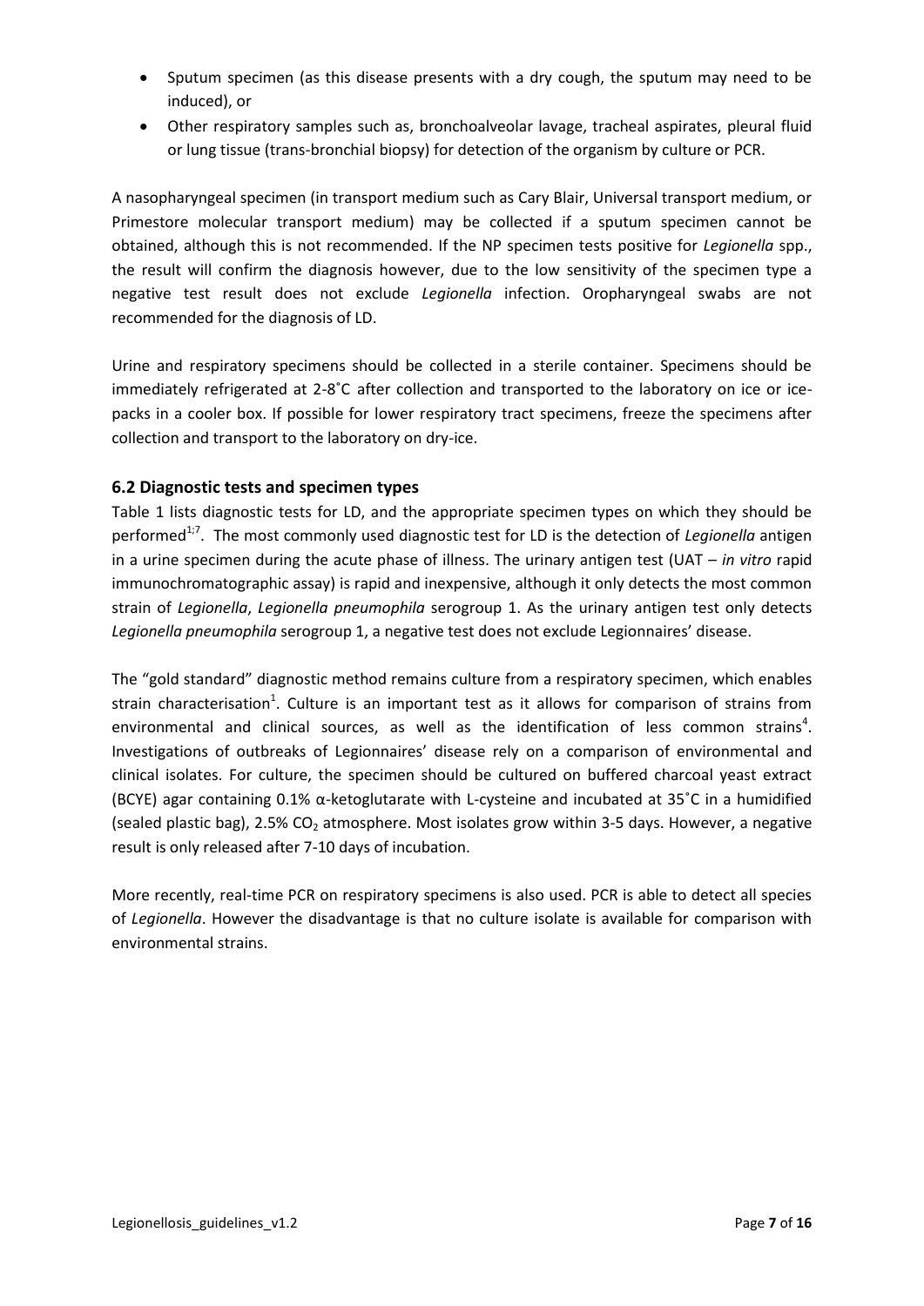- Sputum specimen (as this disease presents with a dry cough, the sputum may need to be induced), or
- Other respiratory samples such as, bronchoalveolar lavage, tracheal aspirates, pleural fluid or lung tissue (trans-bronchial biopsy) for detection of the organism by culture or PCR.

A nasopharyngeal specimen (in transport medium such as Cary Blair, Universal transport medium, or Primestore molecular transport medium) may be collected if a sputum specimen cannot be obtained, although this is not recommended. If the NP specimen tests positive for *Legionella* spp., the result will confirm the diagnosis however, due to the low sensitivity of the specimen type a negative test result does not exclude *Legionella* infection. Oropharyngeal swabs are not recommended for the diagnosis of LD.

Urine and respiratory specimens should be collected in a sterile container. Specimens should be immediately refrigerated at 2-8˚C after collection and transported to the laboratory on ice or ice-packs in a cooler box. If possible for lower respiratory tract specimens, freeze the specimens after collection and transport to the laboratory on dry-ice.

### 6.2 Diagnostic tests and specimen types

Table 1 lists diagnostic tests for LD, and the appropriate specimen types on which they should be performed[1;7]. The most commonly used diagnostic test for LD is the detection of *Legionella* antigen in a urine specimen during the acute phase of illness. The urinary antigen test (UAT – *in vitro* rapid immunochromatographic assay) is rapid and inexpensive, although it only detects the most common strain of *Legionella*, *Legionella pneumophila* serogroup 1. As the urinary antigen test only detects *Legionella pneumophila* serogroup 1, a negative test does not exclude Legionnaires' disease.

The "gold standard" diagnostic method remains culture from a respiratory specimen, which enables strain characterisation[1]. Culture is an important test as it allows for comparison of strains from environmental and clinical sources, as well as the identification of less common strains[4]. Investigations of outbreaks of Legionnaires' disease rely on a comparison of environmental and clinical isolates. For culture, the specimen should be cultured on buffered charcoal yeast extract (BCYE) agar containing 0.1% α-ketoglutarate with L-cysteine and incubated at 35˚C in a humidified (sealed plastic bag), 2.5% $CO_2$ atmosphere. Most isolates grow within 3-5 days. However, a negative result is only released after 7-10 days of incubation.

More recently, real-time PCR on respiratory specimens is also used. PCR is able to detect all species of *Legionella*. However the disadvantage is that no culture isolate is available for comparison with environmental strains.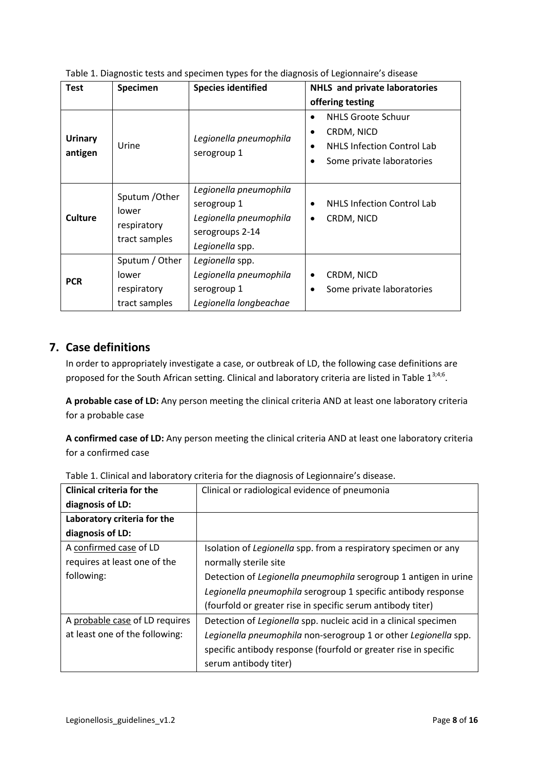Table 1. Diagnostic tests and specimen types for the diagnosis of Legionnaire's disease

| Test | Specimen | Species identified | NHLS and private laboratories offering testing |
| --- | --- | --- | --- |
| **Urinary antigen** | Urine | *Legionella pneumophila* serogroup 1 | • NHLS Groote Schuur<br>• CRDM, NICD<br>• NHLS Infection Control Lab<br>• Some private laboratories |
| **Culture** | Sputum /Other lower respiratory tract samples | *Legionella pneumophila* serogroup 1<br>*Legionella pneumophila* serogroups 2-14<br>*Legionella* spp. | • NHLS Infection Control Lab<br>• CRDM, NICD |
| **PCR** | Sputum / Other lower respiratory tract samples | *Legionella* spp.<br>*Legionella pneumophila* serogroup 1<br>*Legionella longbeachae* | • CRDM, NICD<br>• Some private laboratories |

## 7. Case definitions

In order to appropriately investigate a case, or outbreak of LD, the following case definitions are proposed for the South African setting. Clinical and laboratory criteria are listed in Table 1[3;4;6].

**A probable case of LD:** Any person meeting the clinical criteria AND at least one laboratory criteria for a probable case

**A confirmed case of LD:** Any person meeting the clinical criteria AND at least one laboratory criteria for a confirmed case

Table 1. Clinical and laboratory criteria for the diagnosis of Legionnaire's disease.

| **Clinical criteria for the diagnosis of LD:** | Clinical or radiological evidence of pneumonia |
| --- | --- |
| **Laboratory criteria for the diagnosis of LD:** | |
| A confirmed case of LD requires at least one of the following: | Isolation of *Legionella* spp. from a respiratory specimen or any normally sterile site<br>Detection of *Legionella pneumophila* serogroup 1 antigen in urine<br>*Legionella pneumophila* serogroup 1 specific antibody response (fourfold or greater rise in specific serum antibody titer) |
| A probable case of LD requires at least one of the following: | Detection of *Legionella* spp. nucleic acid in a clinical specimen<br>*Legionella pneumophila* non-serogroup 1 or other *Legionella* spp. specific antibody response (fourfold or greater rise in specific serum antibody titer) |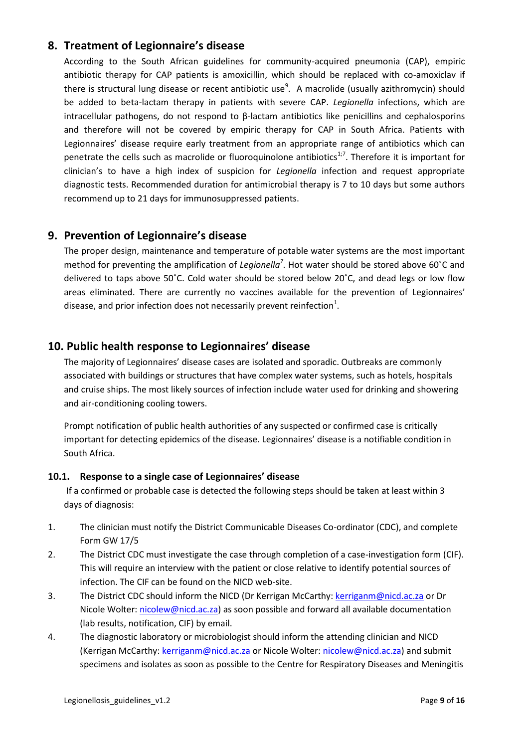## 8. Treatment of Legionnaire's disease

According to the South African guidelines for community-acquired pneumonia (CAP), empiric antibiotic therapy for CAP patients is amoxicillin, which should be replaced with co-amoxiclav if there is structural lung disease or recent antibiotic use[9]. A macrolide (usually azithromycin) should be added to beta-lactam therapy in patients with severe CAP. *Legionella* infections, which are intracellular pathogens, do not respond to β-lactam antibiotics like penicillins and cephalosporins and therefore will not be covered by empiric therapy for CAP in South Africa. Patients with Legionnaires' disease require early treatment from an appropriate range of antibiotics which can penetrate the cells such as macrolide or fluoroquinolone antibiotics[1;7]. Therefore it is important for clinician's to have a high index of suspicion for *Legionella* infection and request appropriate diagnostic tests. Recommended duration for antimicrobial therapy is 7 to 10 days but some authors recommend up to 21 days for immunosuppressed patients.

## 9. Prevention of Legionnaire's disease

The proper design, maintenance and temperature of potable water systems are the most important method for preventing the amplification of *Legionella*[7]. Hot water should be stored above 60˚C and delivered to taps above 50˚C. Cold water should be stored below 20˚C, and dead legs or low flow areas eliminated. There are currently no vaccines available for the prevention of Legionnaires' disease, and prior infection does not necessarily prevent reinfection[1].

## 10. Public health response to Legionnaires' disease

The majority of Legionnaires' disease cases are isolated and sporadic. Outbreaks are commonly associated with buildings or structures that have complex water systems, such as hotels, hospitals and cruise ships. The most likely sources of infection include water used for drinking and showering and air-conditioning cooling towers.

Prompt notification of public health authorities of any suspected or confirmed case is critically important for detecting epidemics of the disease. Legionnaires' disease is a notifiable condition in South Africa.

### 10.1. Response to a single case of Legionnaires' disease

If a confirmed or probable case is detected the following steps should be taken at least within 3 days of diagnosis:

1. The clinician must notify the District Communicable Diseases Co-ordinator (CDC), and complete Form GW 17/5
2. The District CDC must investigate the case through completion of a case-investigation form (CIF). This will require an interview with the patient or close relative to identify potential sources of infection. The CIF can be found on the NICD web-site.
3. The District CDC should inform the NICD (Dr Kerrigan McCarthy: kerriganm@nicd.ac.za or Dr Nicole Wolter: nicolew@nicd.ac.za) as soon possible and forward all available documentation (lab results, notification, CIF) by email.
4. The diagnostic laboratory or microbiologist should inform the attending clinician and NICD (Kerrigan McCarthy: kerriganm@nicd.ac.za or Nicole Wolter: nicolew@nicd.ac.za) and submit specimens and isolates as soon as possible to the Centre for Respiratory Diseases and Meningitis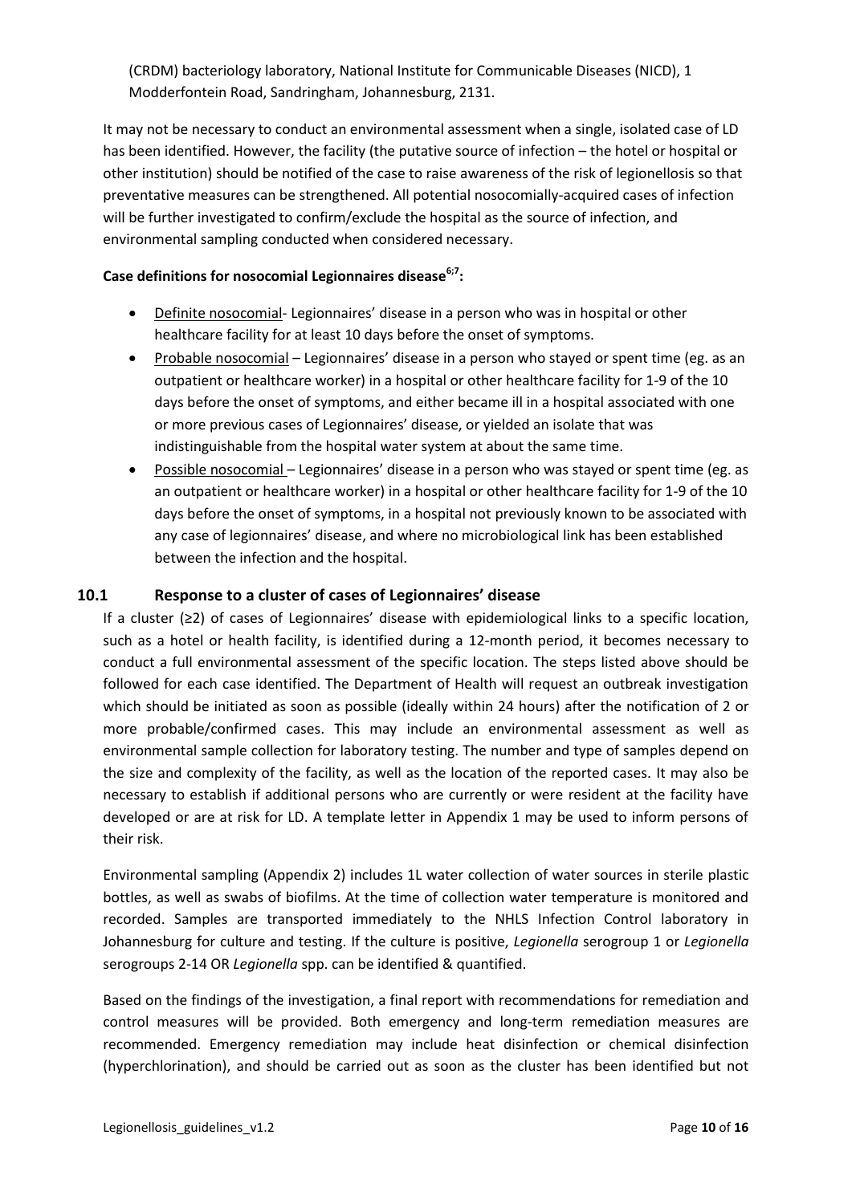(CRDM) bacteriology laboratory, National Institute for Communicable Diseases (NICD), 1 Modderfontein Road, Sandringham, Johannesburg, 2131.

It may not be necessary to conduct an environmental assessment when a single, isolated case of LD has been identified. However, the facility (the putative source of infection – the hotel or hospital or other institution) should be notified of the case to raise awareness of the risk of legionellosis so that preventative measures can be strengthened. All potential nosocomially-acquired cases of infection will be further investigated to confirm/exclude the hospital as the source of infection, and environmental sampling conducted when considered necessary.

**Case definitions for nosocomial Legionnaires disease[6;7]:**

- Definite nosocomial- Legionnaires' disease in a person who was in hospital or other healthcare facility for at least 10 days before the onset of symptoms.
- Probable nosocomial – Legionnaires' disease in a person who stayed or spent time (eg. as an outpatient or healthcare worker) in a hospital or other healthcare facility for 1-9 of the 10 days before the onset of symptoms, and either became ill in a hospital associated with one or more previous cases of Legionnaires' disease, or yielded an isolate that was indistinguishable from the hospital water system at about the same time.
- Possible nosocomial – Legionnaires' disease in a person who was stayed or spent time (eg. as an outpatient or healthcare worker) in a hospital or other healthcare facility for 1-9 of the 10 days before the onset of symptoms, in a hospital not previously known to be associated with any case of legionnaires' disease, and where no microbiological link has been established between the infection and the hospital.

## 10.1 Response to a cluster of cases of Legionnaires' disease

If a cluster (≥2) of cases of Legionnaires' disease with epidemiological links to a specific location, such as a hotel or health facility, is identified during a 12-month period, it becomes necessary to conduct a full environmental assessment of the specific location. The steps listed above should be followed for each case identified. The Department of Health will request an outbreak investigation which should be initiated as soon as possible (ideally within 24 hours) after the notification of 2 or more probable/confirmed cases. This may include an environmental assessment as well as environmental sample collection for laboratory testing. The number and type of samples depend on the size and complexity of the facility, as well as the location of the reported cases. It may also be necessary to establish if additional persons who are currently or were resident at the facility have developed or are at risk for LD. A template letter in Appendix 1 may be used to inform persons of their risk.

Environmental sampling (Appendix 2) includes 1L water collection of water sources in sterile plastic bottles, as well as swabs of biofilms. At the time of collection water temperature is monitored and recorded. Samples are transported immediately to the NHLS Infection Control laboratory in Johannesburg for culture and testing. If the culture is positive, *Legionella* serogroup 1 or *Legionella* serogroups 2-14 OR *Legionella* spp. can be identified & quantified.

Based on the findings of the investigation, a final report with recommendations for remediation and control measures will be provided. Both emergency and long-term remediation measures are recommended. Emergency remediation may include heat disinfection or chemical disinfection (hyperchlorination), and should be carried out as soon as the cluster has been identified but not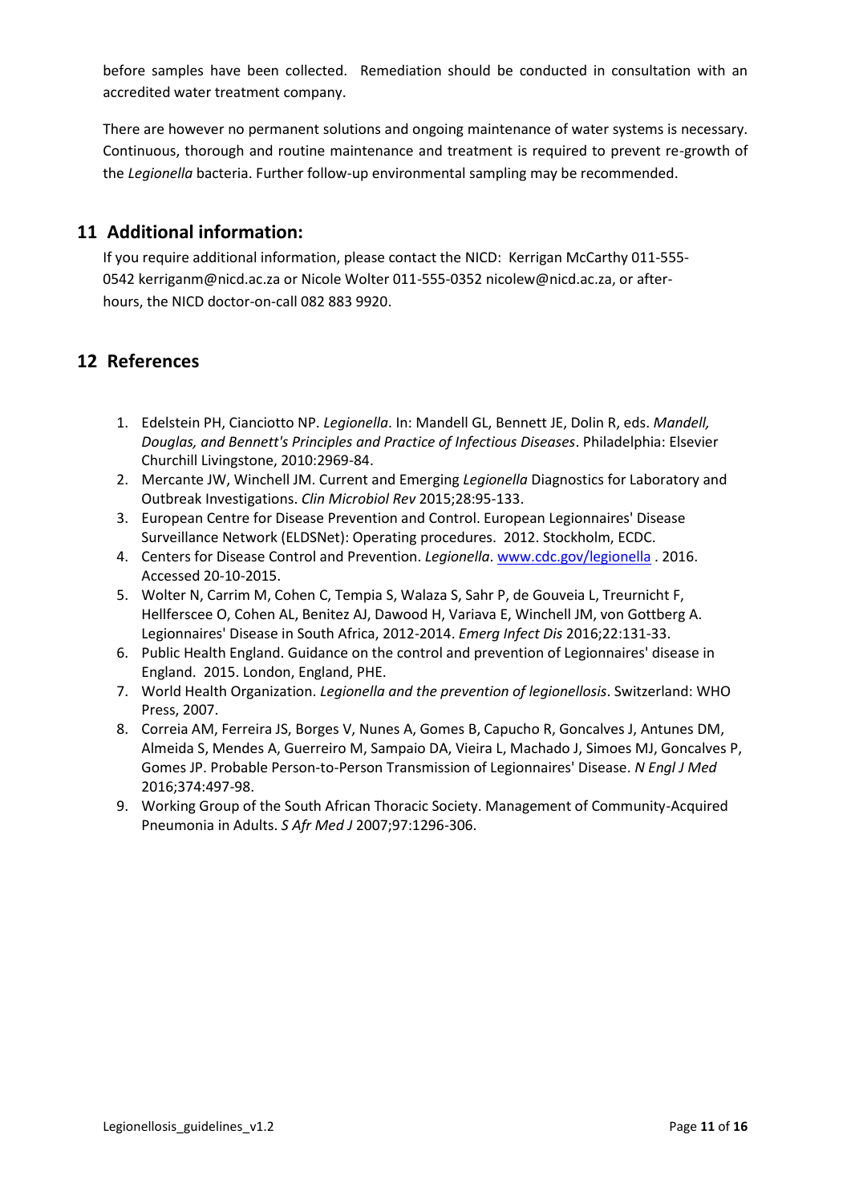before samples have been collected. Remediation should be conducted in consultation with an accredited water treatment company.

There are however no permanent solutions and ongoing maintenance of water systems is necessary. Continuous, thorough and routine maintenance and treatment is required to prevent re-growth of the *Legionella* bacteria. Further follow-up environmental sampling may be recommended.

## 11 Additional information:

If you require additional information, please contact the NICD: Kerrigan McCarthy 011-555-0542 kerriganm@nicd.ac.za or Nicole Wolter 011-555-0352 nicolew@nicd.ac.za, or after-hours, the NICD doctor-on-call 082 883 9920.

## 12 References

1. Edelstein PH, Cianciotto NP. *Legionella*. In: Mandell GL, Bennett JE, Dolin R, eds. *Mandell, Douglas, and Bennett's Principles and Practice of Infectious Diseases*. Philadelphia: Elsevier Churchill Livingstone, 2010:2969-84.
2. Mercante JW, Winchell JM. Current and Emerging *Legionella* Diagnostics for Laboratory and Outbreak Investigations. *Clin Microbiol Rev* 2015;28:95-133.
3. European Centre for Disease Prevention and Control. European Legionnaires' Disease Surveillance Network (ELDSNet): Operating procedures. 2012. Stockholm, ECDC.
4. Centers for Disease Control and Prevention. *Legionella*. www.cdc.gov/legionella . 2016. Accessed 20-10-2015.
5. Wolter N, Carrim M, Cohen C, Tempia S, Walaza S, Sahr P, de Gouveia L, Treurnicht F, Hellferscee O, Cohen AL, Benitez AJ, Dawood H, Variava E, Winchell JM, von Gottberg A. Legionnaires' Disease in South Africa, 2012-2014. *Emerg Infect Dis* 2016;22:131-33.
6. Public Health England. Guidance on the control and prevention of Legionnaires' disease in England. 2015. London, England, PHE.
7. World Health Organization. *Legionella and the prevention of legionellosis*. Switzerland: WHO Press, 2007.
8. Correia AM, Ferreira JS, Borges V, Nunes A, Gomes B, Capucho R, Goncalves J, Antunes DM, Almeida S, Mendes A, Guerreiro M, Sampaio DA, Vieira L, Machado J, Simoes MJ, Goncalves P, Gomes JP. Probable Person-to-Person Transmission of Legionnaires' Disease. *N Engl J Med* 2016;374:497-98.
9. Working Group of the South African Thoracic Society. Management of Community-Acquired Pneumonia in Adults. *S Afr Med J* 2007;97:1296-306.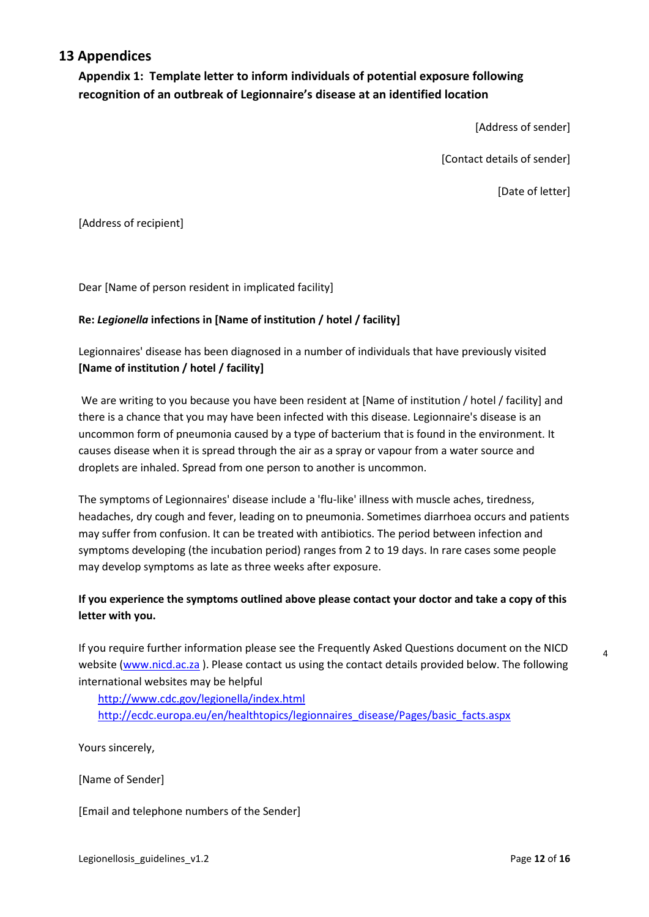## 13 Appendices

### Appendix 1: Template letter to inform individuals of potential exposure following recognition of an outbreak of Legionnaire's disease at an identified location

[Address of sender]

[Contact details of sender]

[Date of letter]

[Address of recipient]

Dear [Name of person resident in implicated facility]

**Re: *Legionella* infections in [Name of institution / hotel / facility]**

Legionnaires' disease has been diagnosed in a number of individuals that have previously visited **[Name of institution / hotel / facility]**

We are writing to you because you have been resident at [Name of institution / hotel / facility] and there is a chance that you may have been infected with this disease. Legionnaire's disease is an uncommon form of pneumonia caused by a type of bacterium that is found in the environment. It causes disease when it is spread through the air as a spray or vapour from a water source and droplets are inhaled. Spread from one person to another is uncommon.

The symptoms of Legionnaires' disease include a 'flu-like' illness with muscle aches, tiredness, headaches, dry cough and fever, leading on to pneumonia. Sometimes diarrhoea occurs and patients may suffer from confusion. It can be treated with antibiotics. The period between infection and symptoms developing (the incubation period) ranges from 2 to 19 days. In rare cases some people may develop symptoms as late as three weeks after exposure.

**If you experience the symptoms outlined above please contact your doctor and take a copy of this letter with you.**

If you require further information please see the Frequently Asked Questions document on the NICD website (www.nicd.ac.za ). Please contact us using the contact details provided below. The following international websites may be helpful

http://www.cdc.gov/legionella/index.html
http://ecdc.europa.eu/en/healthtopics/legionnaires_disease/Pages/basic_facts.aspx

Yours sincerely,

[Name of Sender]

[Email and telephone numbers of the Sender]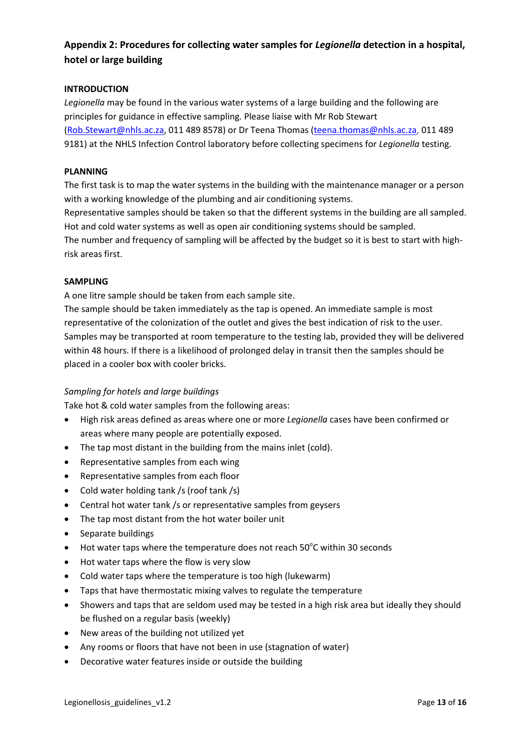## Appendix 2: Procedures for collecting water samples for *Legionella* detection in a hospital, hotel or large building

**INTRODUCTION**

*Legionella* may be found in the various water systems of a large building and the following are principles for guidance in effective sampling. Please liaise with Mr Rob Stewart (Rob.Stewart@nhls.ac.za, 011 489 8578) or Dr Teena Thomas (teena.thomas@nhls.ac.za, 011 489 9181) at the NHLS Infection Control laboratory before collecting specimens for *Legionella* testing.

**PLANNING**

The first task is to map the water systems in the building with the maintenance manager or a person with a working knowledge of the plumbing and air conditioning systems.

Representative samples should be taken so that the different systems in the building are all sampled. Hot and cold water systems as well as open air conditioning systems should be sampled.

The number and frequency of sampling will be affected by the budget so it is best to start with high-risk areas first.

**SAMPLING**

A one litre sample should be taken from each sample site.

The sample should be taken immediately as the tap is opened. An immediate sample is most representative of the colonization of the outlet and gives the best indication of risk to the user. Samples may be transported at room temperature to the testing lab, provided they will be delivered within 48 hours. If there is a likelihood of prolonged delay in transit then the samples should be placed in a cooler box with cooler bricks.

*Sampling for hotels and large buildings*

Take hot & cold water samples from the following areas:

- High risk areas defined as areas where one or more *Legionella* cases have been confirmed or areas where many people are potentially exposed.
- The tap most distant in the building from the mains inlet (cold).
- Representative samples from each wing
- Representative samples from each floor
- Cold water holding tank /s (roof tank /s)
- Central hot water tank /s or representative samples from geysers
- The tap most distant from the hot water boiler unit
- Separate buildings
- Hot water taps where the temperature does not reach 50°C within 30 seconds
- Hot water taps where the flow is very slow
- Cold water taps where the temperature is too high (lukewarm)
- Taps that have thermostatic mixing valves to regulate the temperature
- Showers and taps that are seldom used may be tested in a high risk area but ideally they should be flushed on a regular basis (weekly)
- New areas of the building not utilized yet
- Any rooms or floors that have not been in use (stagnation of water)
- Decorative water features inside or outside the building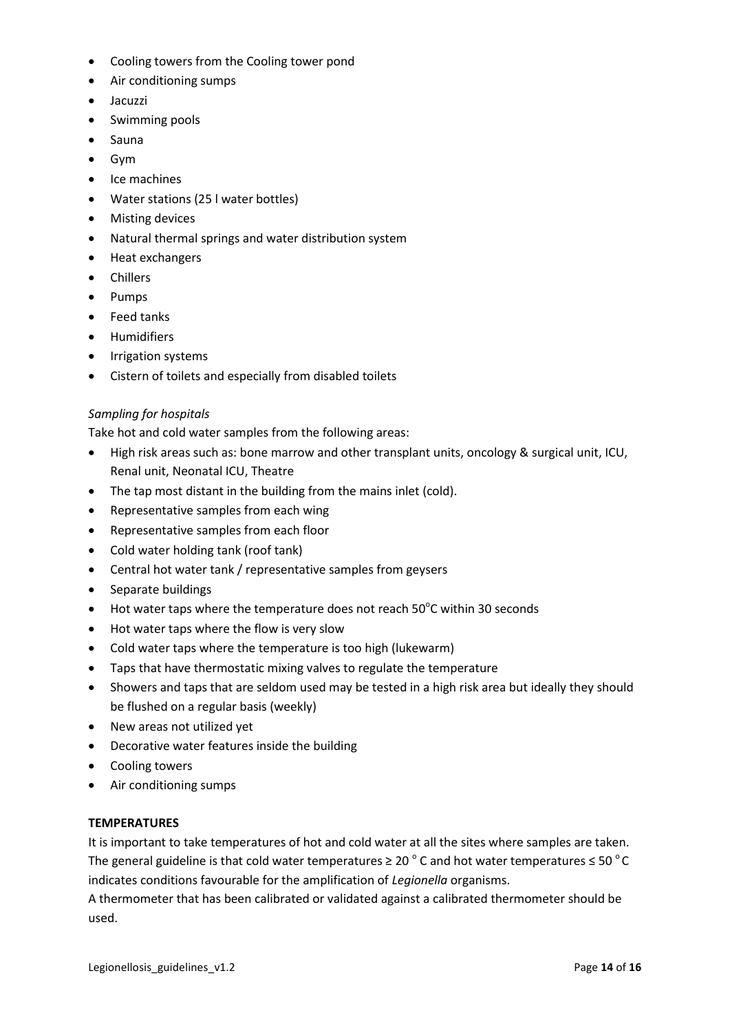- Cooling towers from the Cooling tower pond
- Air conditioning sumps
- Jacuzzi
- Swimming pools
- Sauna
- Gym
- Ice machines
- Water stations (25 l water bottles)
- Misting devices
- Natural thermal springs and water distribution system
- Heat exchangers
- Chillers
- Pumps
- Feed tanks
- Humidifiers
- Irrigation systems
- Cistern of toilets and especially from disabled toilets

*Sampling for hospitals*

Take hot and cold water samples from the following areas:

- High risk areas such as: bone marrow and other transplant units, oncology & surgical unit, ICU, Renal unit, Neonatal ICU, Theatre
- The tap most distant in the building from the mains inlet (cold).
- Representative samples from each wing
- Representative samples from each floor
- Cold water holding tank (roof tank)
- Central hot water tank / representative samples from geysers
- Separate buildings
- Hot water taps where the temperature does not reach 50°C within 30 seconds
- Hot water taps where the flow is very slow
- Cold water taps where the temperature is too high (lukewarm)
- Taps that have thermostatic mixing valves to regulate the temperature
- Showers and taps that are seldom used may be tested in a high risk area but ideally they should be flushed on a regular basis (weekly)
- New areas not utilized yet
- Decorative water features inside the building
- Cooling towers
- Air conditioning sumps

**TEMPERATURES**

It is important to take temperatures of hot and cold water at all the sites where samples are taken. The general guideline is that cold water temperatures ≥ 20 °C and hot water temperatures ≤ 50 °C indicates conditions favourable for the amplification of *Legionella* organisms.

A thermometer that has been calibrated or validated against a calibrated thermometer should be used.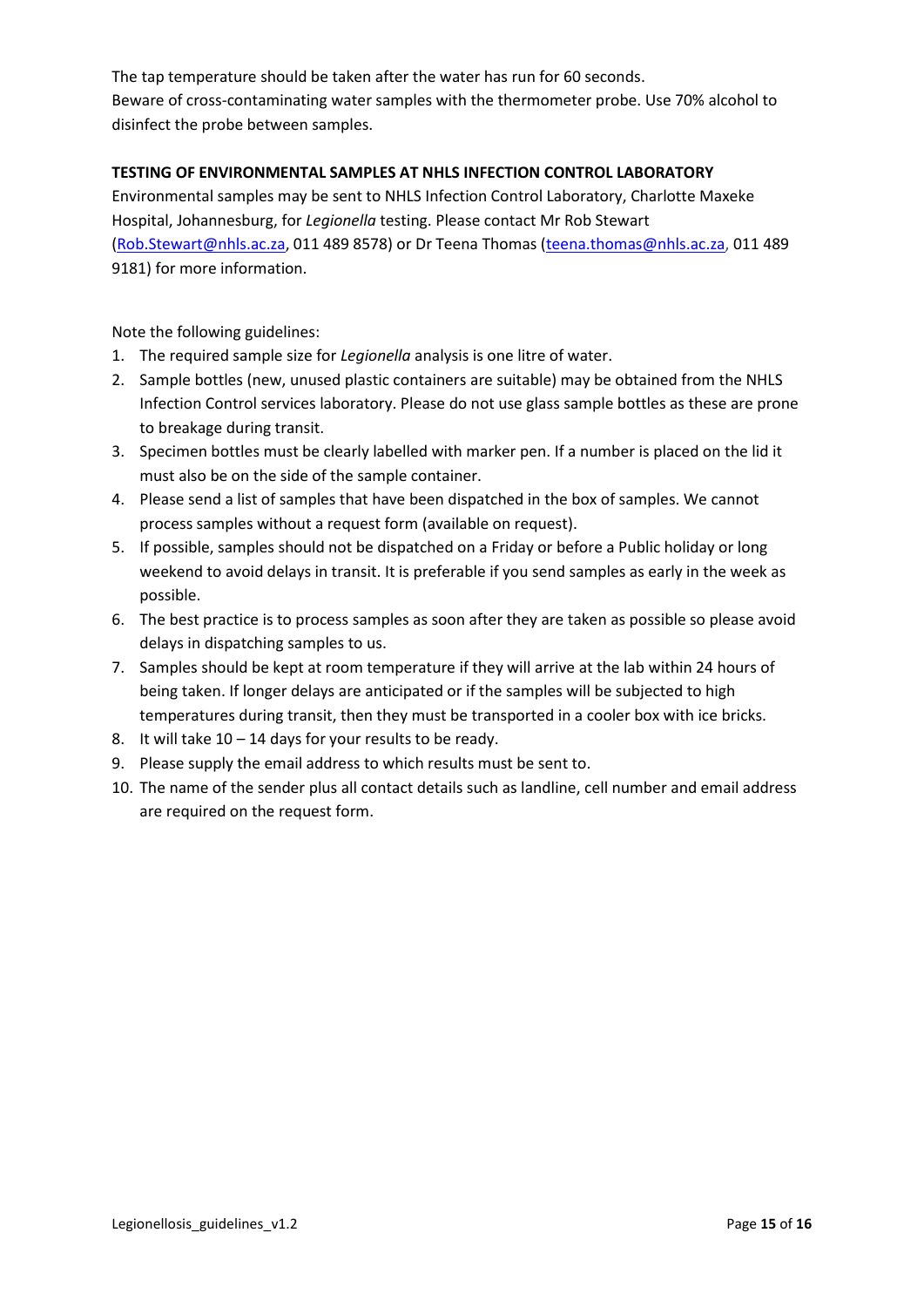The tap temperature should be taken after the water has run for 60 seconds.
Beware of cross-contaminating water samples with the thermometer probe. Use 70% alcohol to disinfect the probe between samples.

**TESTING OF ENVIRONMENTAL SAMPLES AT NHLS INFECTION CONTROL LABORATORY**

Environmental samples may be sent to NHLS Infection Control Laboratory, Charlotte Maxeke Hospital, Johannesburg, for *Legionella* testing. Please contact Mr Rob Stewart (Rob.Stewart@nhls.ac.za, 011 489 8578) or Dr Teena Thomas (teena.thomas@nhls.ac.za, 011 489 9181) for more information.

Note the following guidelines:

1. The required sample size for *Legionella* analysis is one litre of water.
2. Sample bottles (new, unused plastic containers are suitable) may be obtained from the NHLS Infection Control services laboratory. Please do not use glass sample bottles as these are prone to breakage during transit.
3. Specimen bottles must be clearly labelled with marker pen. If a number is placed on the lid it must also be on the side of the sample container.
4. Please send a list of samples that have been dispatched in the box of samples. We cannot process samples without a request form (available on request).
5. If possible, samples should not be dispatched on a Friday or before a Public holiday or long weekend to avoid delays in transit. It is preferable if you send samples as early in the week as possible.
6. The best practice is to process samples as soon after they are taken as possible so please avoid delays in dispatching samples to us.
7. Samples should be kept at room temperature if they will arrive at the lab within 24 hours of being taken. If longer delays are anticipated or if the samples will be subjected to high temperatures during transit, then they must be transported in a cooler box with ice bricks.
8. It will take 10 – 14 days for your results to be ready.
9. Please supply the email address to which results must be sent to.
10. The name of the sender plus all contact details such as landline, cell number and email address are required on the request form.